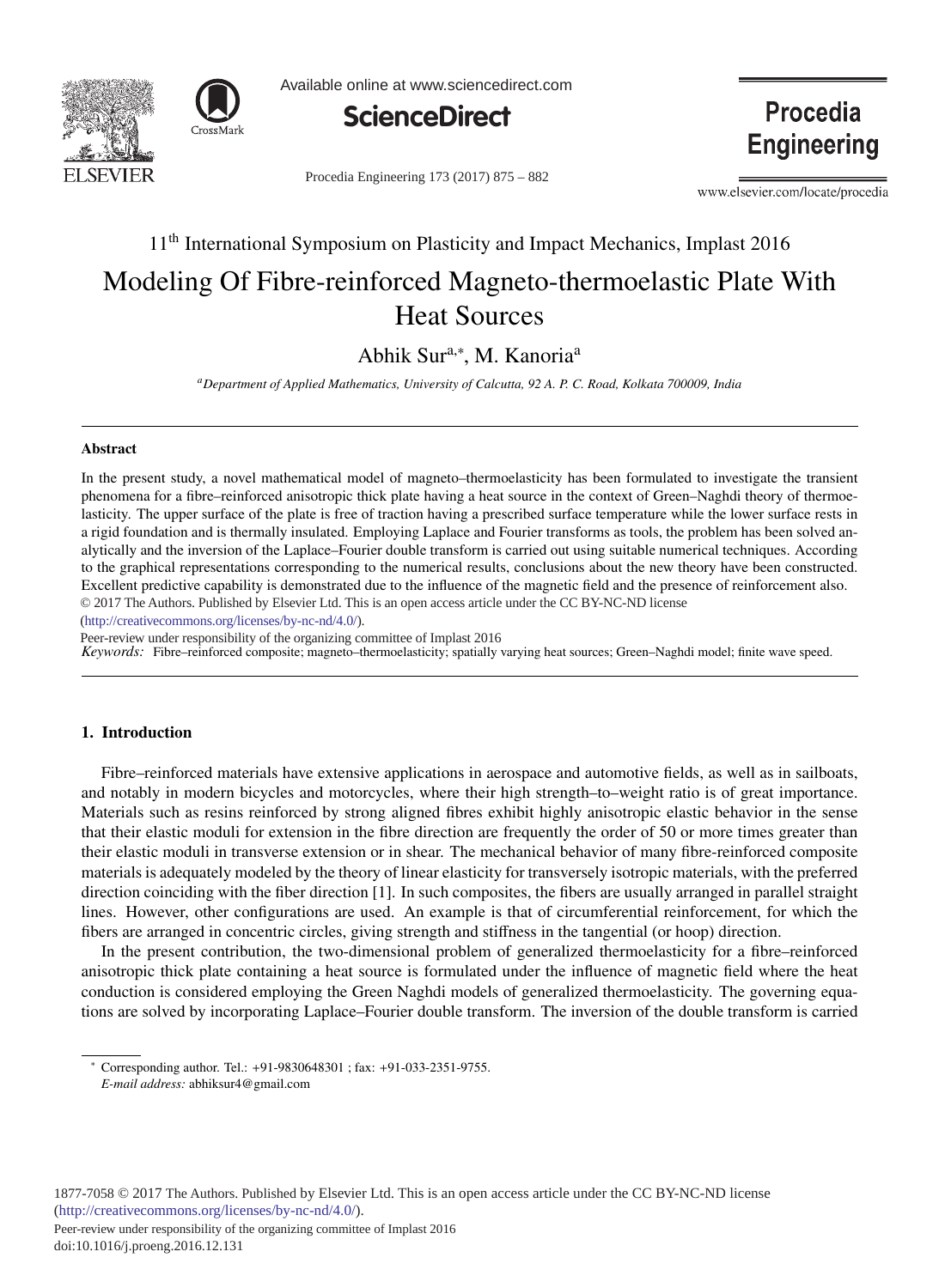11th International Symposium on Plasticity and Impact Mechanics, Implast 2016

# Modeling Of Fibre-reinforced Magneto-thermoelastic Plate With Heat Sources

Abhik Sur[a,*], M. Kanoria[a]

[a] *Department of Applied Mathematics, University of Calcutta, 92 A. P. C. Road, Kolkata 700009, India*

---

### Abstract

In the present study, a novel mathematical model of magneto–thermoelasticity has been formulated to investigate the transient phenomena for a fibre–reinforced anisotropic thick plate having a heat source in the context of Green–Naghdi theory of thermoelasticity. The upper surface of the plate is free of traction having a prescribed surface temperature while the lower surface rests in a rigid foundation and is thermally insulated. Employing Laplace and Fourier transforms as tools, the problem has been solved analytically and the inversion of the Laplace–Fourier double transform is carried out using suitable numerical techniques. According to the graphical representations corresponding to the numerical results, conclusions about the new theory have been constructed. Excellent predictive capability is demonstrated due to the influence of the magnetic field and the presence of reinforcement also.

© 2017 The Authors. Published by Elsevier Ltd. This is an open access article under the CC BY-NC-ND license (http://creativecommons.org/licenses/by-nc-nd/4.0/).

Peer-review under responsibility of the organizing committee of Implast 2016

*Keywords:* Fibre–reinforced composite; magneto–thermoelasticity; spatially varying heat sources; Green–Naghdi model; finite wave speed.

---

## 1. Introduction

Fibre–reinforced materials have extensive applications in aerospace and automotive fields, as well as in sailboats, and notably in modern bicycles and motorcycles, where their high strength–to–weight ratio is of great importance. Materials such as resins reinforced by strong aligned fibres exhibit highly anisotropic elastic behavior in the sense that their elastic moduli for extension in the fibre direction are frequently the order of 50 or more times greater than their elastic moduli in transverse extension or in shear. The mechanical behavior of many fibre-reinforced composite materials is adequately modeled by the theory of linear elasticity for transversely isotropic materials, with the preferred direction coinciding with the fiber direction [1]. In such composites, the fibers are usually arranged in parallel straight lines. However, other configurations are used. An example is that of circumferential reinforcement, for which the fibers are arranged in concentric circles, giving strength and stiffness in the tangential (or hoop) direction.

In the present contribution, the two-dimensional problem of generalized thermoelasticity for a fibre–reinforced anisotropic thick plate containing a heat source is formulated under the influence of magnetic field where the heat conduction is considered employing the Green Naghdi models of generalized thermoelasticity. The governing equations are solved by incorporating Laplace–Fourier double transform. The inversion of the double transform is carried

---

* Corresponding author. Tel.: +91-9830648301 ; fax: +91-033-2351-9755.
*E-mail address:* abhiksur4@gmail.com

1877-7058 © 2017 The Authors. Published by Elsevier Ltd. This is an open access article under the CC BY-NC-ND license (http://creativecommons.org/licenses/by-nc-nd/4.0/).
Peer-review under responsibility of the organizing committee of Implast 2016
doi:10.1016/j.proeng.2016.12.131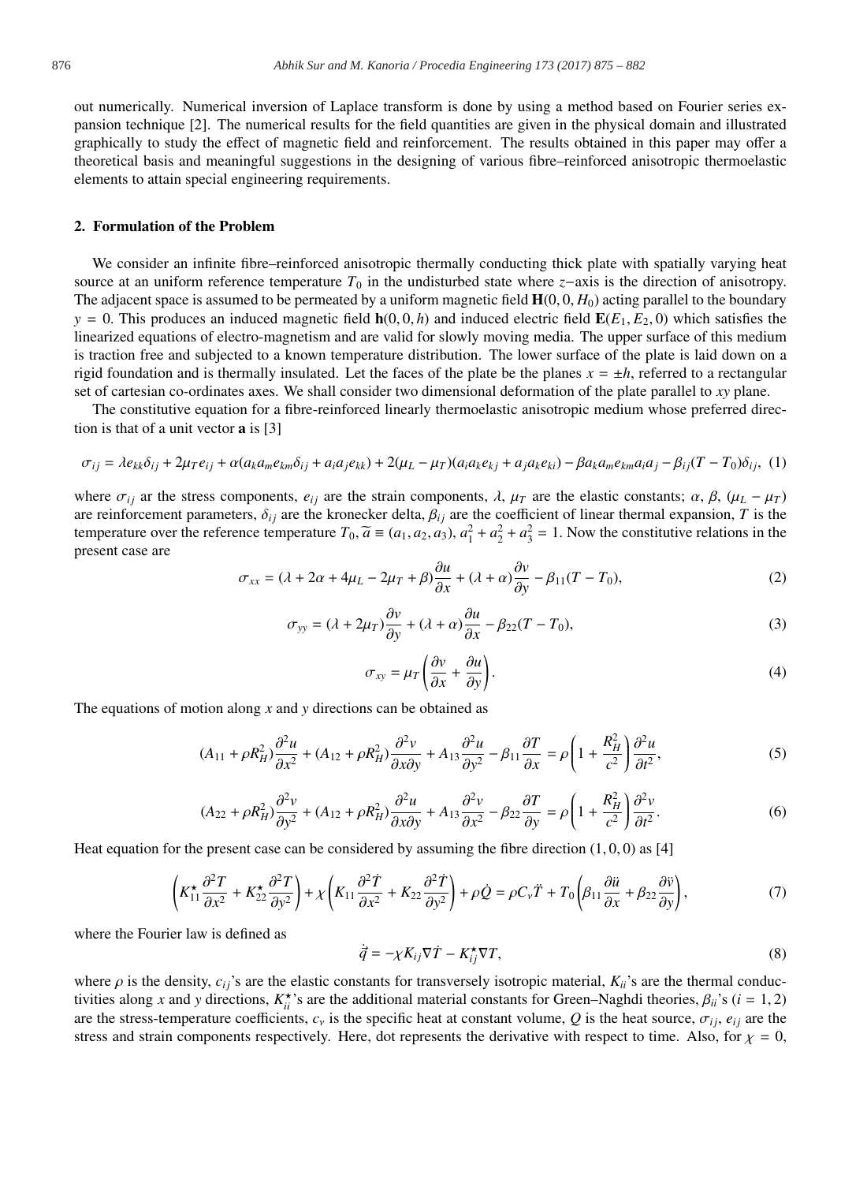out numerically. Numerical inversion of Laplace transform is done by using a method based on Fourier series expansion technique [2]. The numerical results for the field quantities are given in the physical domain and illustrated graphically to study the effect of magnetic field and reinforcement. The results obtained in this paper may offer a theoretical basis and meaningful suggestions in the designing of various fibre–reinforced anisotropic thermoelastic elements to attain special engineering requirements.

## 2. Formulation of the Problem

We consider an infinite fibre–reinforced anisotropic thermally conducting thick plate with spatially varying heat source at an uniform reference temperature $T_0$ in the undisturbed state where $z-$axis is the direction of anisotropy. The adjacent space is assumed to be permeated by a uniform magnetic field $\mathbf{H}(0, 0, H_0)$ acting parallel to the boundary $y = 0$. This produces an induced magnetic field $\mathbf{h}(0, 0, h)$ and induced electric field $\mathbf{E}(E_1, E_2, 0)$ which satisfies the linearized equations of electro-magnetism and are valid for slowly moving media. The upper surface of this medium is traction free and subjected to a known temperature distribution. The lower surface of the plate is laid down on a rigid foundation and is thermally insulated. Let the faces of the plate be the planes $x = \pm h$, referred to a rectangular set of cartesian co-ordinates axes. We shall consider two dimensional deformation of the plate parallel to $xy$ plane.

The constitutive equation for a fibre-reinforced linearly thermoelastic anisotropic medium whose preferred direction is that of a unit vector $\mathbf{a}$ is [3]

$$\sigma_{ij} = \lambda e_{kk}\delta_{ij} + 2\mu_T e_{ij} + \alpha(a_k a_m e_{km}\delta_{ij} + a_i a_j e_{kk}) + 2(\mu_L - \mu_T)(a_i a_k e_{kj} + a_j a_k e_{ki}) - \beta a_k a_m e_{km} a_i a_j - \beta_{ij}(T - T_0)\delta_{ij}, \quad (1)$$

where $\sigma_{ij}$ ar the stress components, $e_{ij}$ are the strain components, $\lambda$, $\mu_T$ are the elastic constants; $\alpha$, $\beta$, $(\mu_L - \mu_T)$ are reinforcement parameters, $\delta_{ij}$ are the kronecker delta, $\beta_{ij}$ are the coefficient of linear thermal expansion, $T$ is the temperature over the reference temperature $T_0$, $\widetilde{a} \equiv (a_1, a_2, a_3)$, $a_1^2 + a_2^2 + a_3^2 = 1$. Now the constitutive relations in the present case are

$$\sigma_{xx} = (\lambda + 2\alpha + 4\mu_L - 2\mu_T + \beta)\frac{\partial u}{\partial x} + (\lambda + \alpha)\frac{\partial v}{\partial y} - \beta_{11}(T - T_0), \quad (2)$$

$$\sigma_{yy} = (\lambda + 2\mu_T)\frac{\partial v}{\partial y} + (\lambda + \alpha)\frac{\partial u}{\partial x} - \beta_{22}(T - T_0), \quad (3)$$

$$\sigma_{xy} = \mu_T\left(\frac{\partial v}{\partial x} + \frac{\partial u}{\partial y}\right). \quad (4)$$

The equations of motion along $x$ and $y$ directions can be obtained as

$$(A_{11} + \rho R_H^2)\frac{\partial^2 u}{\partial x^2} + (A_{12} + \rho R_H^2)\frac{\partial^2 v}{\partial x \partial y} + A_{13}\frac{\partial^2 u}{\partial y^2} - \beta_{11}\frac{\partial T}{\partial x} = \rho\left(1 + \frac{R_H^2}{c^2}\right)\frac{\partial^2 u}{\partial t^2}, \quad (5)$$

$$(A_{22} + \rho R_H^2)\frac{\partial^2 v}{\partial y^2} + (A_{12} + \rho R_H^2)\frac{\partial^2 u}{\partial x \partial y} + A_{13}\frac{\partial^2 v}{\partial x^2} - \beta_{22}\frac{\partial T}{\partial y} = \rho\left(1 + \frac{R_H^2}{c^2}\right)\frac{\partial^2 v}{\partial t^2}. \quad (6)$$

Heat equation for the present case can be considered by assuming the fibre direction $(1, 0, 0)$ as [4]

$$\left(K_{11}^{\star}\frac{\partial^2 T}{\partial x^2} + K_{22}^{\star}\frac{\partial^2 T}{\partial y^2}\right) + \chi\left(K_{11}\frac{\partial^2 \dot{T}}{\partial x^2} + K_{22}\frac{\partial^2 \dot{T}}{\partial y^2}\right) + \rho\dot{Q} = \rho C_v \ddot{T} + T_0\left(\beta_{11}\frac{\partial \ddot{u}}{\partial x} + \beta_{22}\frac{\partial \ddot{v}}{\partial y}\right), \quad (7)$$

where the Fourier law is defined as

$$\dot{\vec{q}} = -\chi K_{ij}\nabla\dot{T} - K_{ij}^{\star}\nabla T, \quad (8)$$

where $\rho$ is the density, $c_{ij}$'s are the elastic constants for transversely isotropic material, $K_{ii}$'s are the thermal conductivities along $x$ and $y$ directions, $K_{ii}^{\star}$'s are the additional material constants for Green–Naghdi theories, $\beta_{ii}$'s $(i = 1, 2)$ are the stress-temperature coefficients, $c_v$ is the specific heat at constant volume, $Q$ is the heat source, $\sigma_{ij}$, $e_{ij}$ are the stress and strain components respectively. Here, dot represents the derivative with respect to time. Also, for $\chi = 0$,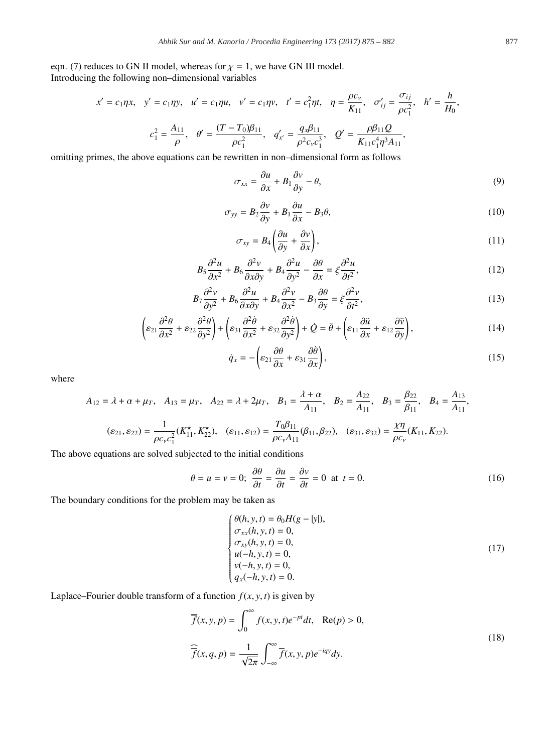eqn. (7) reduces to GN II model, whereas for $\chi = 1$, we have GN III model.
Introducing the following non–dimensional variables

$$x' = c_1\eta x, \quad y' = c_1\eta y, \quad u' = c_1\eta u, \quad v' = c_1\eta v, \quad t' = c_1^2\eta t, \quad \eta = \frac{\rho c_v}{K_{11}}, \quad \sigma'_{ij} = \frac{\sigma_{ij}}{\rho c_1^2}, \quad h' = \frac{h}{H_0},$$

$$c_1^2 = \frac{A_{11}}{\rho}, \quad \theta' = \frac{(T - T_0)\beta_{11}}{\rho c_1^2}, \quad q'_{x'} = \frac{q_x \beta_{11}}{\rho^2 c_v c_1^3}, \quad Q' = \frac{\rho\beta_{11} Q}{K_{11} c_1^4 \eta^3 A_{11}},$$

omitting primes, the above equations can be rewritten in non–dimensional form as follows

$$\sigma_{xx} = \frac{\partial u}{\partial x} + B_1 \frac{\partial v}{\partial y} - \theta, \tag{9}$$

$$\sigma_{yy} = B_2 \frac{\partial v}{\partial y} + B_1 \frac{\partial u}{\partial x} - B_3 \theta, \tag{10}$$

$$\sigma_{xy} = B_4 \left( \frac{\partial u}{\partial y} + \frac{\partial v}{\partial x} \right), \tag{11}$$

$$B_5 \frac{\partial^2 u}{\partial x^2} + B_6 \frac{\partial^2 v}{\partial x \partial y} + B_4 \frac{\partial^2 u}{\partial y^2} - \frac{\partial \theta}{\partial x} = \xi \frac{\partial^2 u}{\partial t^2}, \tag{12}$$

$$B_7 \frac{\partial^2 v}{\partial y^2} + B_6 \frac{\partial^2 u}{\partial x \partial y} + B_4 \frac{\partial^2 v}{\partial x^2} - B_3 \frac{\partial \theta}{\partial y} = \xi \frac{\partial^2 v}{\partial t^2}, \tag{13}$$

$$\left( \varepsilon_{21} \frac{\partial^2 \theta}{\partial x^2} + \varepsilon_{22} \frac{\partial^2 \theta}{\partial y^2} \right) + \left( \varepsilon_{31} \frac{\partial^2 \dot{\theta}}{\partial x^2} + \varepsilon_{32} \frac{\partial^2 \dot{\theta}}{\partial y^2} \right) + \dot{Q} = \ddot{\theta} + \left( \varepsilon_{11} \frac{\partial \ddot{u}}{\partial x} + \varepsilon_{12} \frac{\partial \ddot{v}}{\partial y} \right), \tag{14}$$

$$\dot{q}_x = -\left( \varepsilon_{21} \frac{\partial \theta}{\partial x} + \varepsilon_{31} \frac{\partial \dot{\theta}}{\partial x} \right), \tag{15}$$

where

$$A_{12} = \lambda + \alpha + \mu_T, \quad A_{13} = \mu_T, \quad A_{22} = \lambda + 2\mu_T, \quad B_1 = \frac{\lambda + \alpha}{A_{11}}, \quad B_2 = \frac{A_{22}}{A_{11}}, \quad B_3 = \frac{\beta_{22}}{\beta_{11}}, \quad B_4 = \frac{A_{13}}{A_{11}},$$

$$(\varepsilon_{21}, \varepsilon_{22}) = \frac{1}{\rho c_v c_1^2}(K_{11}^\star, K_{22}^\star), \quad (\varepsilon_{11}, \varepsilon_{12}) = \frac{T_0 \beta_{11}}{\rho c_v A_{11}}(\beta_{11}, \beta_{22}), \quad (\varepsilon_{31}, \varepsilon_{32}) = \frac{\chi\eta}{\rho c_v}(K_{11}, K_{22}).$$

The above equations are solved subjected to the initial conditions

$$\theta = u = v = 0; \; \frac{\partial \theta}{\partial t} = \frac{\partial u}{\partial t} = \frac{\partial v}{\partial t} = 0 \; \text{ at } \; t = 0. \tag{16}$$

The boundary conditions for the problem may be taken as

$$\begin{cases} \theta(h, y, t) = \theta_0 H(g - |y|), \\ \sigma_{xx}(h, y, t) = 0, \\ \sigma_{xy}(h, y, t) = 0, \\ u(-h, y, t) = 0, \\ v(-h, y, t) = 0, \\ q_x(-h, y, t) = 0. \end{cases} \tag{17}$$

Laplace–Fourier double transform of a function $f(x, y, t)$ is given by

$$\begin{aligned} \overline{f}(x, y, p) &= \int_0^\infty f(x, y, t) e^{-pt} dt, \quad \text{Re}(p) > 0, \\ \widehat{\overline{f}}(x, q, p) &= \frac{1}{\sqrt{2\pi}} \int_{-\infty}^\infty \overline{f}(x, y, p) e^{-iqy} dy. \end{aligned} \tag{18}$$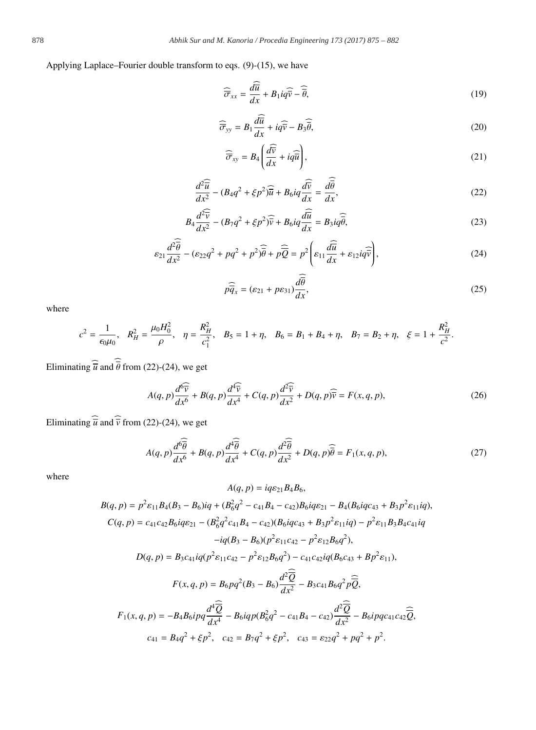Applying Laplace–Fourier double transform to eqs. (9)-(15), we have

$$\widehat{\overline{\sigma}}_{xx} = \frac{d\widehat{\overline{u}}}{dx} + B_1 iq\widehat{\overline{v}} - \widehat{\overline{\theta}}, \tag{19}$$

$$\widehat{\overline{\sigma}}_{yy} = B_1 \frac{d\widehat{\overline{u}}}{dx} + iq\widehat{\overline{v}} - B_3\widehat{\overline{\theta}}, \tag{20}$$

$$\widehat{\overline{\sigma}}_{xy} = B_4 \left( \frac{d\widehat{\overline{v}}}{dx} + iq\widehat{\overline{u}} \right), \tag{21}$$

$$\frac{d^2\widehat{\overline{u}}}{dx^2} - (B_4 q^2 + \xi p^2)\widehat{\overline{u}} + B_6 iq \frac{d\widehat{\overline{v}}}{dx} = \frac{d\widehat{\overline{\theta}}}{dx}, \tag{22}$$

$$B_4 \frac{d^2\widehat{\overline{v}}}{dx^2} - (B_7 q^2 + \xi p^2)\widehat{\overline{v}} + B_6 iq \frac{d\widehat{\overline{u}}}{dx} = B_3 iq\widehat{\overline{\theta}}, \tag{23}$$

$$\varepsilon_{21} \frac{d^2\widehat{\overline{\theta}}}{dx^2} - (\varepsilon_{22} q^2 + pq^2 + p^2)\widehat{\overline{\theta}} + p\widehat{\overline{Q}} = p^2 \left( \varepsilon_{11} \frac{d\widehat{\overline{u}}}{dx} + \varepsilon_{12} iq\widehat{\overline{v}} \right), \tag{24}$$

$$p\widehat{\overline{q}}_x = (\varepsilon_{21} + p\varepsilon_{31}) \frac{d\widehat{\overline{\theta}}}{dx}, \tag{25}$$

where

$$c^2 = \frac{1}{\epsilon_0 \mu_0}, \quad R_H^2 = \frac{\mu_0 H_0^2}{\rho}, \quad \eta = \frac{R_H^2}{c_1^2}, \quad B_5 = 1 + \eta, \quad B_6 = B_1 + B_4 + \eta, \quad B_7 = B_2 + \eta, \quad \xi = 1 + \frac{R_H^2}{c^2}.$$

Eliminating $\widehat{\overline{u}}$ and $\widehat{\overline{\theta}}$ from (22)-(24), we get

$$A(q,p) \frac{d^6\widehat{\overline{v}}}{dx^6} + B(q,p) \frac{d^4\widehat{\overline{v}}}{dx^4} + C(q,p) \frac{d^2\widehat{\overline{v}}}{dx^2} + D(q,p)\widehat{\overline{v}} = F(x,q,p), \tag{26}$$

Eliminating $\widehat{\overline{u}}$ and $\widehat{\overline{v}}$ from (22)-(24), we get

$$A(q,p) \frac{d^6\widehat{\overline{\theta}}}{dx^6} + B(q,p) \frac{d^4\widehat{\overline{\theta}}}{dx^4} + C(q,p) \frac{d^2\widehat{\overline{\theta}}}{dx^2} + D(q,p)\widehat{\overline{\theta}} = F_1(x,q,p), \tag{27}$$

where

$$A(q,p) = iq\varepsilon_{21} B_4 B_6,$$

$$B(q,p) = p^2 \varepsilon_{11} B_4 (B_3 - B_6) iq + (B_6^2 q^2 - c_{41} B_4 - c_{42}) B_6 iq\varepsilon_{21} - B_4 (B_6 iqc_{43} + B_3 p^2 \varepsilon_{11} iq),$$

$$C(q,p) = c_{41} c_{42} B_6 iq\varepsilon_{21} - (B_6^2 q^2 c_{41} B_4 - c_{42})(B_6 iqc_{43} + B_3 p^2 \varepsilon_{11} iq) - p^2 \varepsilon_{11} B_3 B_4 c_{41} iq$$
$$- iq(B_3 - B_6)(p^2 \varepsilon_{11} c_{42} - p^2 \varepsilon_{12} B_6 q^2),$$

$$D(q,p) = B_3 c_{41} iq(p^2 \varepsilon_{11} c_{42} - p^2 \varepsilon_{12} B_6 q^2) - c_{41} c_{42} iq(B_6 c_{43} + Bp^2 \varepsilon_{11}),$$

$$F(x,q,p) = B_6 pq^2 (B_3 - B_6) \frac{d^2\widehat{\overline{Q}}}{dx^2} - B_3 c_{41} B_6 q^2 p\widehat{\overline{Q}},$$

$$F_1(x,q,p) = -B_4 B_6 ipq \frac{d^4\widehat{\overline{Q}}}{dx^4} - B_6 iqp(B_6^2 q^2 - c_{41} B_4 - c_{42}) \frac{d^2\widehat{\overline{Q}}}{dx^2} - B_6 ipqc_{41} c_{42} \widehat{\overline{Q}},$$

$$c_{41} = B_4 q^2 + \xi p^2, \quad c_{42} = B_7 q^2 + \xi p^2, \quad c_{43} = \varepsilon_{22} q^2 + pq^2 + p^2.$$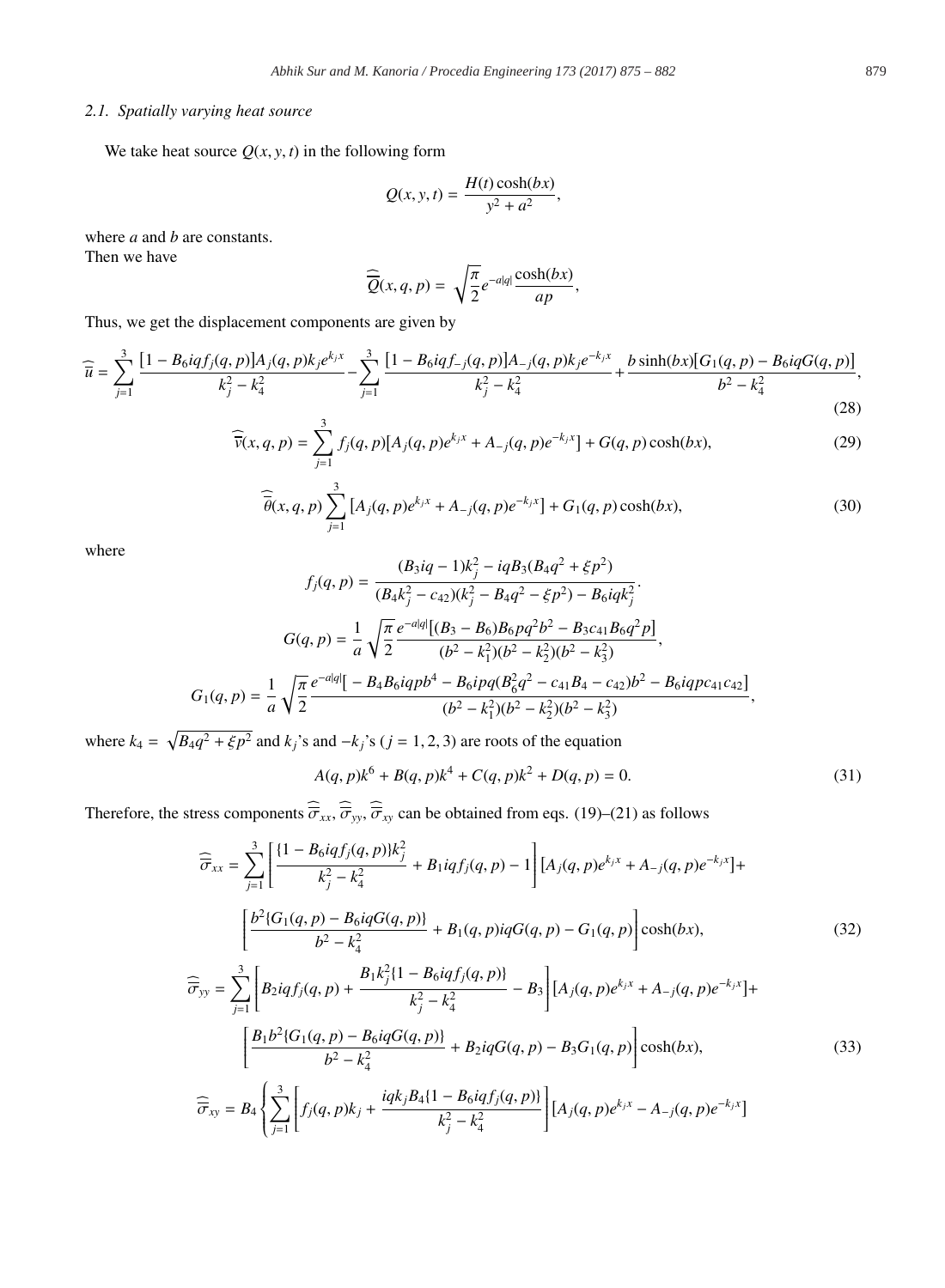### 2.1. Spatially varying heat source

We take heat source $Q(x, y, t)$ in the following form

$$Q(x, y, t) = \frac{H(t)\cosh(bx)}{y^2 + a^2},$$

where $a$ and $b$ are constants.
Then we have

$$\widehat{\overline{Q}}(x, q, p) = \sqrt{\frac{\pi}{2}}e^{-a|q|}\frac{\cosh(bx)}{ap},$$

Thus, we get the displacement components are given by

$$\widehat{\overline{u}} = \sum_{j=1}^{3}\frac{[1 - B_6 iq f_j(q, p)]A_j(q, p)k_j e^{k_j x}}{k_j^2 - k_4^2} - \sum_{j=1}^{3}\frac{[1 - B_6 iq f_{-j}(q, p)]A_{-j}(q, p)k_j e^{-k_j x}}{k_j^2 - k_4^2} + \frac{b\sinh(bx)[G_1(q, p) - B_6 iq G(q, p)]}{b^2 - k_4^2}, \tag{28}$$

$$\widehat{\overline{v}}(x, q, p) = \sum_{j=1}^{3} f_j(q, p)[A_j(q, p)e^{k_j x} + A_{-j}(q, p)e^{-k_j x}] + G(q, p)\cosh(bx), \tag{29}$$

$$\widehat{\overline{\theta}}(x, q, p)\sum_{j=1}^{3}[A_j(q, p)e^{k_j x} + A_{-j}(q, p)e^{-k_j x}] + G_1(q, p)\cosh(bx), \tag{30}$$

where

$$f_j(q, p) = \frac{(B_3 iq - 1)k_j^2 - iqB_3(B_4 q^2 + \xi p^2)}{(B_4 k_j^2 - c_{42})(k_j^2 - B_4 q^2 - \xi p^2) - B_6 iq k_j^2}.$$

$$G(q, p) = \frac{1}{a}\sqrt{\frac{\pi}{2}}\frac{e^{-a|q|}[(B_3 - B_6)B_6 pq^2 b^2 - B_3 c_{41} B_6 q^2 p]}{(b^2 - k_1^2)(b^2 - k_2^2)(b^2 - k_3^2)},$$

$$G_1(q, p) = \frac{1}{a}\sqrt{\frac{\pi}{2}}\frac{e^{-a|q|}[-B_4 B_6 iqpb^4 - B_6 ipq(B_6^2 q^2 - c_{41}B_4 - c_{42})b^2 - B_6 iqpc_{41}c_{42}]}{(b^2 - k_1^2)(b^2 - k_2^2)(b^2 - k_3^2)},$$

where $k_4 = \sqrt{B_4 q^2 + \xi p^2}$ and $k_j$'s and $-k_j$'s ($j = 1, 2, 3$) are roots of the equation

$$A(q, p)k^6 + B(q, p)k^4 + C(q, p)k^2 + D(q, p) = 0. \tag{31}$$

Therefore, the stress components $\widehat{\overline{\sigma}}_{xx}$, $\widehat{\overline{\sigma}}_{yy}$, $\widehat{\overline{\sigma}}_{xy}$ can be obtained from eqs. (19)–(21) as follows

$$\widehat{\overline{\sigma}}_{xx} = \sum_{j=1}^{3}\left[\frac{\{1 - B_6 iq f_j(q, p)\}k_j^2}{k_j^2 - k_4^2} + B_1 iq f_j(q, p) - 1\right][A_j(q, p)e^{k_j x} + A_{-j}(q, p)e^{-k_j x}] + \left[\frac{b^2\{G_1(q, p) - B_6 iq G(q, p)\}}{b^2 - k_4^2} + B_1(q, p)iq G(q, p) - G_1(q, p)\right]\cosh(bx), \tag{32}$$

$$\widehat{\overline{\sigma}}_{yy} = \sum_{j=1}^{3}\left[B_2 iq f_j(q, p) + \frac{B_1 k_j^2\{1 - B_6 iq f_j(q, p)\}}{k_j^2 - k_4^2} - B_3\right][A_j(q, p)e^{k_j x} + A_{-j}(q, p)e^{-k_j x}] + \left[\frac{B_1 b^2\{G_1(q, p) - B_6 iq G(q, p)\}}{b^2 - k_4^2} + B_2 iq G(q, p) - B_3 G_1(q, p)\right]\cosh(bx), \tag{33}$$

$$\widehat{\overline{\sigma}}_{xy} = B_4\left\{\sum_{j=1}^{3}\left[f_j(q, p)k_j + \frac{iqk_j B_4\{1 - B_6 iq f_j(q, p)\}}{k_j^2 - k_4^2}\right][A_j(q, p)e^{k_j x} - A_{-j}(q, p)e^{-k_j x}]\right.$$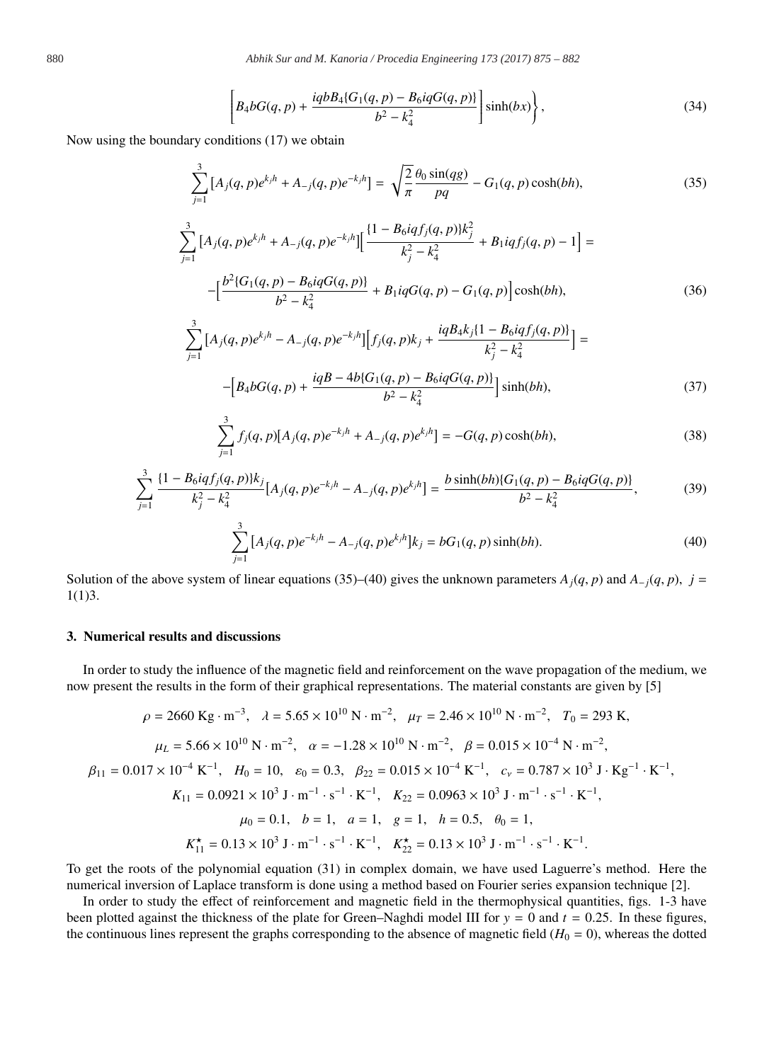$$\left[B_4 bG(q,p) + \frac{iqbB_4\{G_1(q,p) - B_6 iqG(q,p)\}}{b^2 - k_4^2}\right]\sinh(bx)\Bigg\}, \tag{34}$$

Now using the boundary conditions (17) we obtain

$$\sum_{j=1}^{3}\left[A_j(q,p)e^{k_j h} + A_{-j}(q,p)e^{-k_j h}\right] = \sqrt{\frac{2}{\pi}}\frac{\theta_0 \sin(qg)}{pq} - G_1(q,p)\cosh(bh), \tag{35}$$

$$\sum_{j=1}^{3}\left[A_j(q,p)e^{k_j h} + A_{-j}(q,p)e^{-k_j h}\right]\Big[\frac{\{1 - B_6 iqf_j(q,p)\}k_j^2}{k_j^2 - k_4^2} + B_1 iqf_j(q,p) - 1\Big] =$$

$$-\Big[\frac{b^2\{G_1(q,p) - B_6 iqG(q,p)\}}{b^2 - k_4^2} + B_1 iqG(q,p) - G_1(q,p)\Big]\cosh(bh), \tag{36}$$

$$\sum_{j=1}^{3}\left[A_j(q,p)e^{k_j h} - A_{-j}(q,p)e^{-k_j h}\right]\Big[f_j(q,p)k_j + \frac{iqB_4 k_j\{1 - B_6 iqf_j(q,p)\}}{k_j^2 - k_4^2}\Big] =$$

$$-\Big[B_4 bG(q,p) + \frac{iqB - 4b\{G_1(q,p) - B_6 iqG(q,p)\}}{b^2 - k_4^2}\Big]\sinh(bh), \tag{37}$$

$$\sum_{j=1}^{3} f_j(q,p)\left[A_j(q,p)e^{-k_j h} + A_{-j}(q,p)e^{k_j h}\right] = -G(q,p)\cosh(bh), \tag{38}$$

$$\sum_{j=1}^{3}\frac{\{1 - B_6 iqf_j(q,p)\}k_j}{k_j^2 - k_4^2}\left[A_j(q,p)e^{-k_j h} - A_{-j}(q,p)e^{k_j h}\right] = \frac{b\sinh(bh)\{G_1(q,p) - B_6 iqG(q,p)\}}{b^2 - k_4^2}, \tag{39}$$

$$\sum_{j=1}^{3}\left[A_j(q,p)e^{-k_j h} - A_{-j}(q,p)e^{k_j h}\right]k_j = bG_1(q,p)\sinh(bh). \tag{40}$$

Solution of the above system of linear equations (35)–(40) gives the unknown parameters $A_j(q,p)$ and $A_{-j}(q,p)$, $j = 1(1)3$.

## 3. Numerical results and discussions

In order to study the influence of the magnetic field and reinforcement on the wave propagation of the medium, we now present the results in the form of their graphical representations. The material constants are given by [5]

$$\rho = 2660\ \mathrm{Kg\cdot m^{-3}},\quad \lambda = 5.65\times10^{10}\ \mathrm{N\cdot m^{-2}},\quad \mu_T = 2.46\times10^{10}\ \mathrm{N\cdot m^{-2}},\quad T_0 = 293\ \mathrm{K},$$

$$\mu_L = 5.66\times10^{10}\ \mathrm{N\cdot m^{-2}},\quad \alpha = -1.28\times10^{10}\ \mathrm{N\cdot m^{-2}},\quad \beta = 0.015\times10^{-4}\ \mathrm{N\cdot m^{-2}},$$

$$\beta_{11} = 0.017\times10^{-4}\ \mathrm{K^{-1}},\quad H_0 = 10,\quad \varepsilon_0 = 0.3,\quad \beta_{22} = 0.015\times10^{-4}\ \mathrm{K^{-1}},\quad c_v = 0.787\times10^{3}\ \mathrm{J\cdot Kg^{-1}\cdot K^{-1}},$$

$$K_{11} = 0.0921\times10^{3}\ \mathrm{J\cdot m^{-1}\cdot s^{-1}\cdot K^{-1}},\quad K_{22} = 0.0963\times10^{3}\ \mathrm{J\cdot m^{-1}\cdot s^{-1}\cdot K^{-1}},$$

$$\mu_0 = 0.1,\quad b = 1,\quad a = 1,\quad g = 1,\quad h = 0.5,\quad \theta_0 = 1,$$

$$K_{11}^{\star} = 0.13\times10^{3}\ \mathrm{J\cdot m^{-1}\cdot s^{-1}\cdot K^{-1}},\quad K_{22}^{\star} = 0.13\times10^{3}\ \mathrm{J\cdot m^{-1}\cdot s^{-1}\cdot K^{-1}}.$$

To get the roots of the polynomial equation (31) in complex domain, we have used Laguerre's method. Here the numerical inversion of Laplace transform is done using a method based on Fourier series expansion technique [2].

In order to study the effect of reinforcement and magnetic field in the thermophysical quantities, figs. 1-3 have been plotted against the thickness of the plate for Green–Naghdi model III for $y = 0$ and $t = 0.25$. In these figures, the continuous lines represent the graphs corresponding to the absence of magnetic field ($H_0 = 0$), whereas the dotted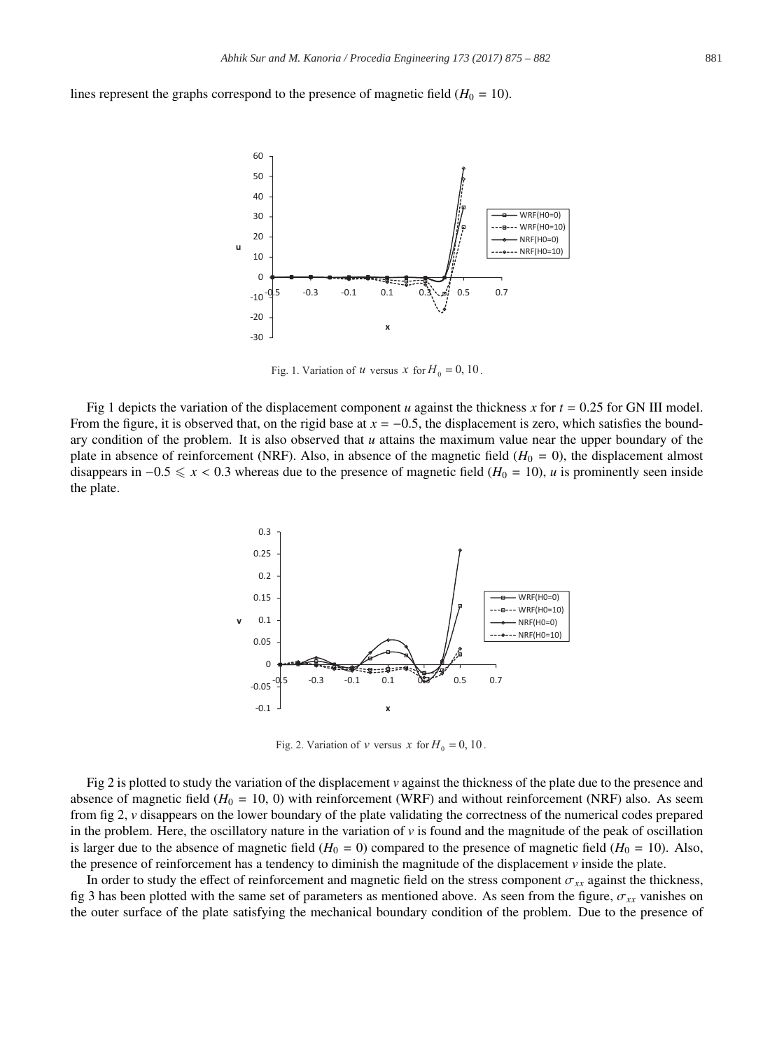lines represent the graphs correspond to the presence of magnetic field ($H_0 = 10$).

Fig. 1. Variation of $u$ versus $x$ for $H_0 = 0, 10$.

Fig 1 depicts the variation of the displacement component $u$ against the thickness $x$ for $t = 0.25$ for GN III model. From the figure, it is observed that, on the rigid base at $x = -0.5$, the displacement is zero, which satisfies the boundary condition of the problem. It is also observed that $u$ attains the maximum value near the upper boundary of the plate in absence of reinforcement (NRF). Also, in absence of the magnetic field ($H_0 = 0$), the displacement almost disappears in $-0.5 \leqslant x < 0.3$ whereas due to the presence of magnetic field ($H_0 = 10$), $u$ is prominently seen inside the plate.

Fig. 2. Variation of $v$ versus $x$ for $H_0 = 0, 10$.

Fig 2 is plotted to study the variation of the displacement $v$ against the thickness of the plate due to the presence and absence of magnetic field ($H_0 = 10, 0$) with reinforcement (WRF) and without reinforcement (NRF) also. As seem from fig 2, $v$ disappears on the lower boundary of the plate validating the correctness of the numerical codes prepared in the problem. Here, the oscillatory nature in the variation of $v$ is found and the magnitude of the peak of oscillation is larger due to the absence of magnetic field ($H_0 = 0$) compared to the presence of magnetic field ($H_0 = 10$). Also, the presence of reinforcement has a tendency to diminish the magnitude of the displacement $v$ inside the plate.

In order to study the effect of reinforcement and magnetic field on the stress component $\sigma_{xx}$ against the thickness, fig 3 has been plotted with the same set of parameters as mentioned above. As seen from the figure, $\sigma_{xx}$ vanishes on the outer surface of the plate satisfying the mechanical boundary condition of the problem. Due to the presence of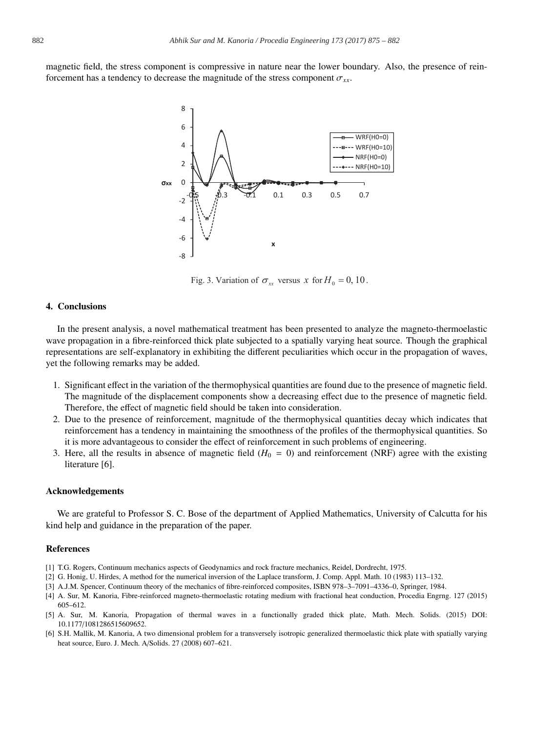magnetic field, the stress component is compressive in nature near the lower boundary. Also, the presence of reinforcement has a tendency to decrease the magnitude of the stress component $\sigma_{xx}$.

8
6
4
2
σxx 0
-2
-4
-6
-8
-0.5 -0.3 -0.1 0.1 0.3 0.5 0.7
x
WRF(H0=0)
WRF(H0=10)
NRF(H0=0)
NRF(H0=10)

Fig. 3. Variation of $\sigma_{xx}$ versus $x$ for $H_0 = 0, 10$.

## 4. Conclusions

In the present analysis, a novel mathematical treatment has been presented to analyze the magneto-thermoelastic wave propagation in a fibre-reinforced thick plate subjected to a spatially varying heat source. Though the graphical representations are self-explanatory in exhibiting the different peculiarities which occur in the propagation of waves, yet the following remarks may be added.

1. Significant effect in the variation of the thermophysical quantities are found due to the presence of magnetic field. The magnitude of the displacement components show a decreasing effect due to the presence of magnetic field. Therefore, the effect of magnetic field should be taken into consideration.
2. Due to the presence of reinforcement, magnitude of the thermophysical quantities decay which indicates that reinforcement has a tendency in maintaining the smoothness of the profiles of the thermophysical quantities. So it is more advantageous to consider the effect of reinforcement in such problems of engineering.
3. Here, all the results in absence of magnetic field ($H_0 = 0$) and reinforcement (NRF) agree with the existing literature [6].

## Acknowledgements

We are grateful to Professor S. C. Bose of the department of Applied Mathematics, University of Calcutta for his kind help and guidance in the preparation of the paper.

## References

[1] T.G. Rogers, Continuum mechanics aspects of Geodynamics and rock fracture mechanics, Reidel, Dordrecht, 1975.
[2] G. Honig, U. Hirdes, A method for the numerical inversion of the Laplace transform, J. Comp. Appl. Math. 10 (1983) 113–132.
[3] A.J.M. Spencer, Continuum theory of the mechanics of fibre-reinforced composites, ISBN 978–3–7091–4336–0, Springer, 1984.
[4] A. Sur, M. Kanoria, Fibre-reinforced magneto-thermoelastic rotating medium with fractional heat conduction, Procedia Engrng. 127 (2015) 605–612.
[5] A. Sur, M. Kanoria, Propagation of thermal waves in a functionally graded thick plate, Math. Mech. Solids. (2015) DOI: 10.1177/1081286515609652.
[6] S.H. Mallik, M. Kanoria, A two dimensional problem for a transversely isotropic generalized thermoelastic thick plate with spatially varying heat source, Euro. J. Mech. A/Solids. 27 (2008) 607–621.